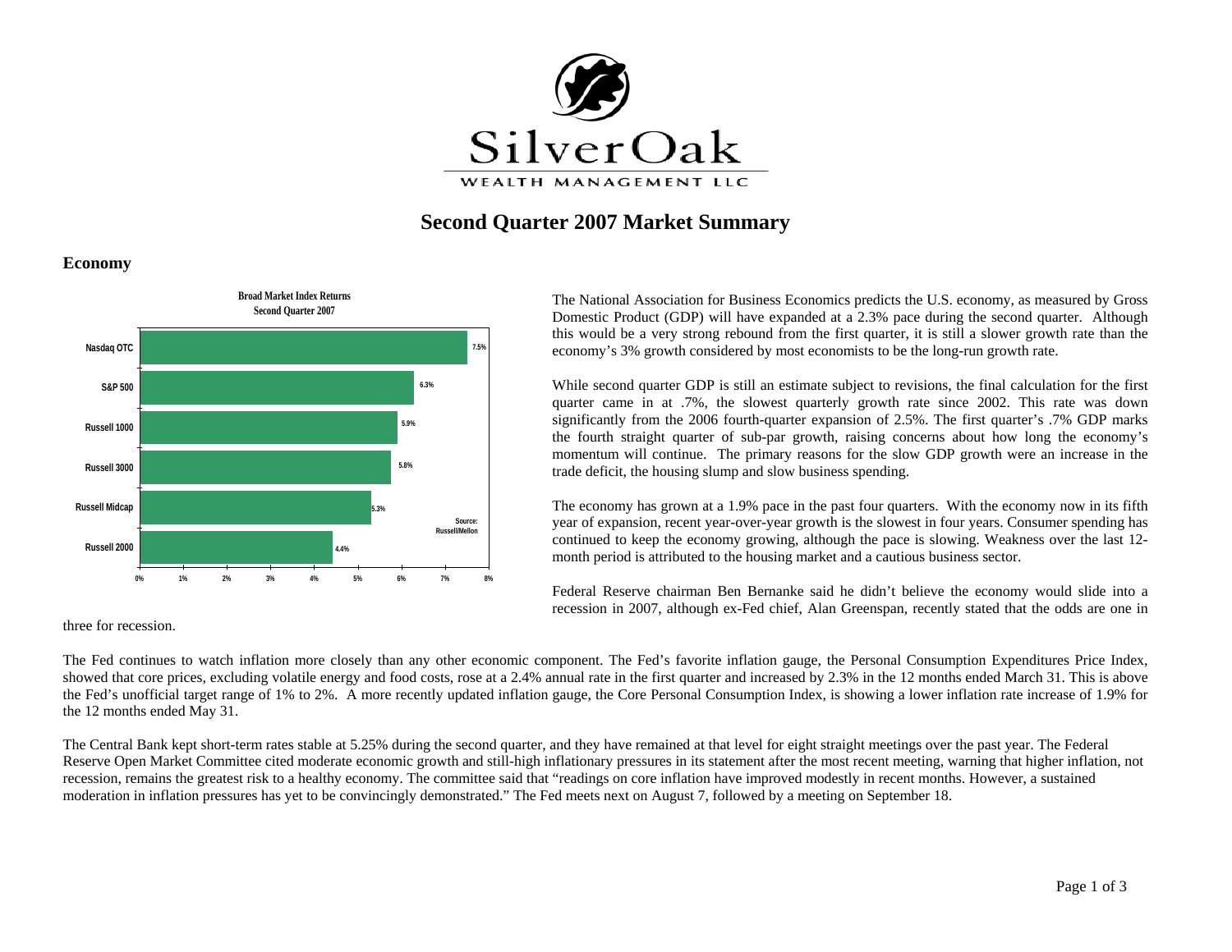# Second Quarter 2007 Market Summary

## Economy

**Broad Market Index Returns**
**Second Quarter 2007**

| Index | Return |
|---|---|
| Nasdaq OTC | 7.5% |
| S&P 500 | 6.3% |
| Russell 1000 | 5.9% |
| Russell 3000 | 5.8% |
| Russell Midcap | 5.3% |
| Russell 2000 | 4.4% |

Source: Russell/Mellon

The National Association for Business Economics predicts the U.S. economy, as measured by Gross Domestic Product (GDP) will have expanded at a 2.3% pace during the second quarter. Although this would be a very strong rebound from the first quarter, it is still a slower growth rate than the economy's 3% growth considered by most economists to be the long-run growth rate.

While second quarter GDP is still an estimate subject to revisions, the final calculation for the first quarter came in at .7%, the slowest quarterly growth rate since 2002. This rate was down significantly from the 2006 fourth-quarter expansion of 2.5%. The first quarter's .7% GDP marks the fourth straight quarter of sub-par growth, raising concerns about how long the economy's momentum will continue. The primary reasons for the slow GDP growth were an increase in the trade deficit, the housing slump and slow business spending.

The economy has grown at a 1.9% pace in the past four quarters. With the economy now in its fifth year of expansion, recent year-over-year growth is the slowest in four years. Consumer spending has continued to keep the economy growing, although the pace is slowing. Weakness over the last 12-month period is attributed to the housing market and a cautious business sector.

Federal Reserve chairman Ben Bernanke said he didn't believe the economy would slide into a recession in 2007, although ex-Fed chief, Alan Greenspan, recently stated that the odds are one in three for recession.

The Fed continues to watch inflation more closely than any other economic component. The Fed's favorite inflation gauge, the Personal Consumption Expenditures Price Index, showed that core prices, excluding volatile energy and food costs, rose at a 2.4% annual rate in the first quarter and increased by 2.3% in the 12 months ended March 31. This is above the Fed's unofficial target range of 1% to 2%. A more recently updated inflation gauge, the Core Personal Consumption Index, is showing a lower inflation rate increase of 1.9% for the 12 months ended May 31.

The Central Bank kept short-term rates stable at 5.25% during the second quarter, and they have remained at that level for eight straight meetings over the past year. The Federal Reserve Open Market Committee cited moderate economic growth and still-high inflationary pressures in its statement after the most recent meeting, warning that higher inflation, not recession, remains the greatest risk to a healthy economy. The committee said that "readings on core inflation have improved modestly in recent months. However, a sustained moderation in inflation pressures has yet to be convincingly demonstrated." The Fed meets next on August 7, followed by a meeting on September 18.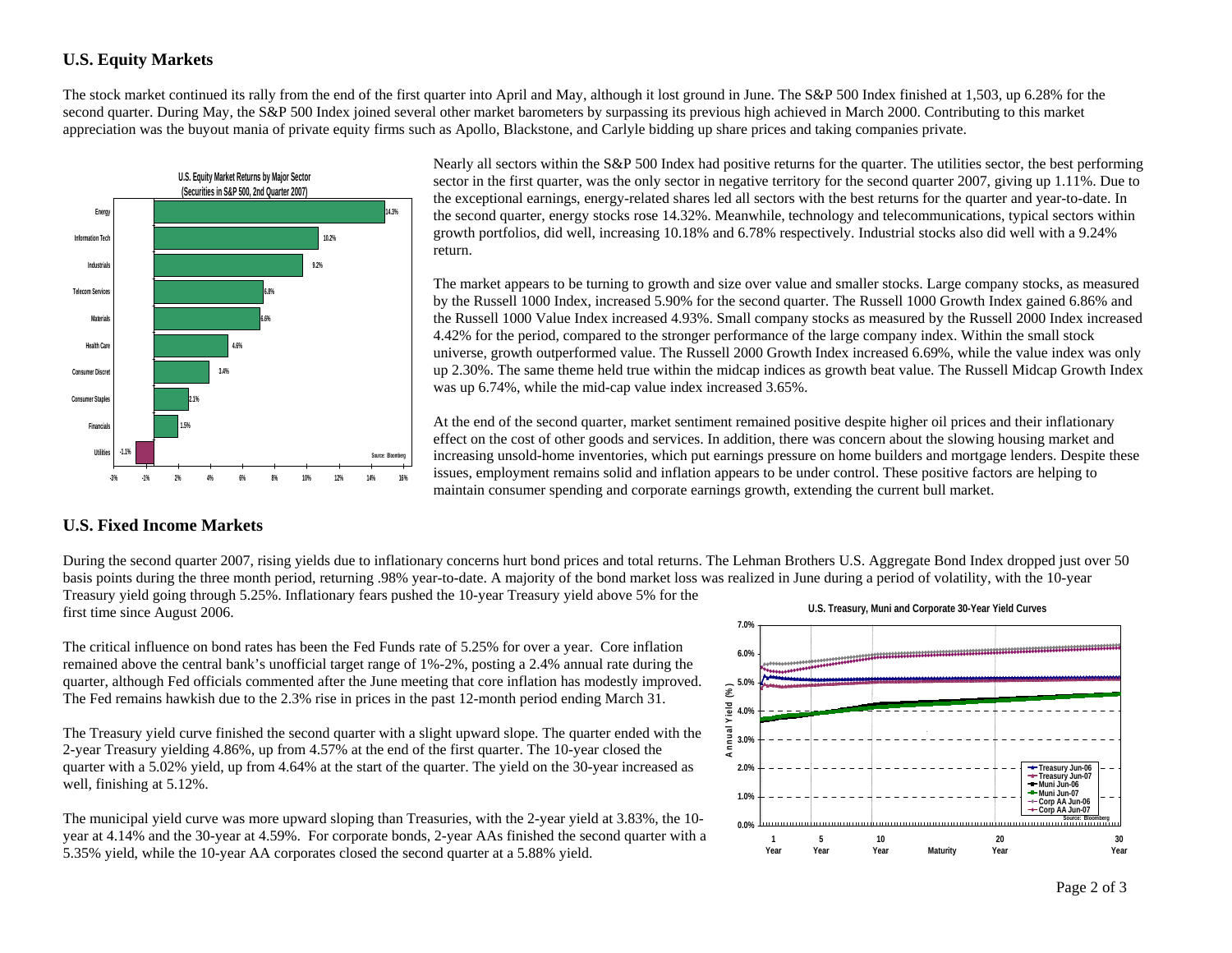## U.S. Equity Markets

The stock market continued its rally from the end of the first quarter into April and May, although it lost ground in June. The S&P 500 Index finished at 1,503, up 6.28% for the second quarter. During May, the S&P 500 Index joined several other market barometers by surpassing its previous high achieved in March 2000. Contributing to this market appreciation was the buyout mania of private equity firms such as Apollo, Blackstone, and Carlyle bidding up share prices and taking companies private.

**U.S. Equity Market Returns by Major Sector (Securities in S&P 500, 2nd Quarter 2007)**

| Sector | Return |
|---|---|
| Energy | 14.3% |
| Information Tech | 10.2% |
| Industrials | 9.2% |
| Telecom Services | 6.8% |
| Materials | 6.6% |
| Health Care | 4.6% |
| Consumer Discret | 3.4% |
| Consumer Staples | 2.1% |
| Financials | 1.5% |
| Utilities | -1.1% |

Source: Bloomberg

Nearly all sectors within the S&P 500 Index had positive returns for the quarter. The utilities sector, the best performing sector in the first quarter, was the only sector in negative territory for the second quarter 2007, giving up 1.11%. Due to the exceptional earnings, energy-related shares led all sectors with the best returns for the quarter and year-to-date. In the second quarter, energy stocks rose 14.32%. Meanwhile, technology and telecommunications, typical sectors within growth portfolios, did well, increasing 10.18% and 6.78% respectively. Industrial stocks also did well with a 9.24% return.

The market appears to be turning to growth and size over value and smaller stocks. Large company stocks, as measured by the Russell 1000 Index, increased 5.90% for the second quarter. The Russell 1000 Growth Index gained 6.86% and the Russell 1000 Value Index increased 4.93%. Small company stocks as measured by the Russell 2000 Index increased 4.42% for the period, compared to the stronger performance of the large company index. Within the small stock universe, growth outperformed value. The Russell 2000 Growth Index increased 6.69%, while the value index was only up 2.30%. The same theme held true within the midcap indices as growth beat value. The Russell Midcap Growth Index was up 6.74%, while the mid-cap value index increased 3.65%.

At the end of the second quarter, market sentiment remained positive despite higher oil prices and their inflationary effect on the cost of other goods and services. In addition, there was concern about the slowing housing market and increasing unsold-home inventories, which put earnings pressure on home builders and mortgage lenders. Despite these issues, employment remains solid and inflation appears to be under control. These positive factors are helping to maintain consumer spending and corporate earnings growth, extending the current bull market.

## U.S. Fixed Income Markets

During the second quarter 2007, rising yields due to inflationary concerns hurt bond prices and total returns. The Lehman Brothers U.S. Aggregate Bond Index dropped just over 50 basis points during the three month period, returning .98% year-to-date. A majority of the bond market loss was realized in June during a period of volatility, with the 10-year Treasury yield going through 5.25%. Inflationary fears pushed the 10-year Treasury yield above 5% for the first time since August 2006.

The critical influence on bond rates has been the Fed Funds rate of 5.25% for over a year. Core inflation remained above the central bank's unofficial target range of 1%-2%, posting a 2.4% annual rate during the quarter, although Fed officials commented after the June meeting that core inflation has modestly improved. The Fed remains hawkish due to the 2.3% rise in prices in the past 12-month period ending March 31.

The Treasury yield curve finished the second quarter with a slight upward slope. The quarter ended with the 2-year Treasury yielding 4.86%, up from 4.57% at the end of the first quarter. The 10-year closed the quarter with a 5.02% yield, up from 4.64% at the start of the quarter. The yield on the 30-year increased as well, finishing at 5.12%.

The municipal yield curve was more upward sloping than Treasuries, with the 2-year yield at 3.83%, the 10-year at 4.14% and the 30-year at 4.59%. For corporate bonds, 2-year AAs finished the second quarter with a 5.35% yield, while the 10-year AA corporates closed the second quarter at a 5.88% yield.

**U.S. Treasury, Muni and Corporate 30-Year Yield Curves**

Legend: Treasury Jun-06, Treasury Jun-07, Muni Jun-06, Muni Jun-07, Corp AA Jun-06, Corp AA Jun-07

Source: Bloomberg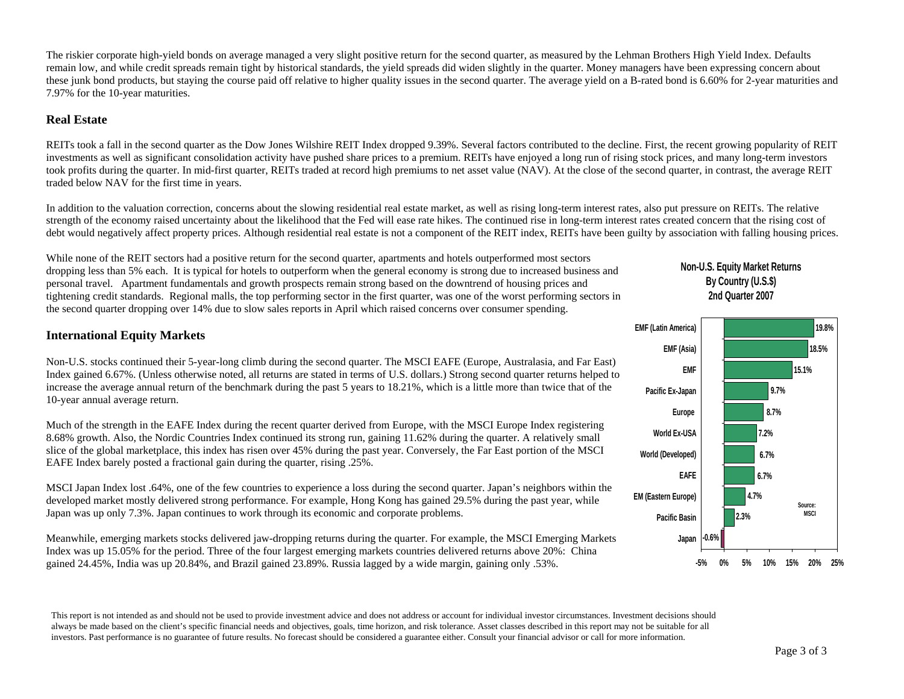The riskier corporate high-yield bonds on average managed a very slight positive return for the second quarter, as measured by the Lehman Brothers High Yield Index. Defaults remain low, and while credit spreads remain tight by historical standards, the yield spreads did widen slightly in the quarter. Money managers have been expressing concern about these junk bond products, but staying the course paid off relative to higher quality issues in the second quarter. The average yield on a B-rated bond is 6.60% for 2-year maturities and 7.97% for the 10-year maturities.

## Real Estate

REITs took a fall in the second quarter as the Dow Jones Wilshire REIT Index dropped 9.39%. Several factors contributed to the decline. First, the recent growing popularity of REIT investments as well as significant consolidation activity have pushed share prices to a premium. REITs have enjoyed a long run of rising stock prices, and many long-term investors took profits during the quarter. In mid-first quarter, REITs traded at record high premiums to net asset value (NAV). At the close of the second quarter, in contrast, the average REIT traded below NAV for the first time in years.

In addition to the valuation correction, concerns about the slowing residential real estate market, as well as rising long-term interest rates, also put pressure on REITs. The relative strength of the economy raised uncertainty about the likelihood that the Fed will ease rate hikes. The continued rise in long-term interest rates created concern that the rising cost of debt would negatively affect property prices. Although residential real estate is not a component of the REIT index, REITs have been guilty by association with falling housing prices.

While none of the REIT sectors had a positive return for the second quarter, apartments and hotels outperformed most sectors dropping less than 5% each. It is typical for hotels to outperform when the general economy is strong due to increased business and personal travel. Apartment fundamentals and growth prospects remain strong based on the downtrend of housing prices and tightening credit standards. Regional malls, the top performing sector in the first quarter, was one of the worst performing sectors in the second quarter dropping over 14% due to slow sales reports in April which raised concerns over consumer spending.

## International Equity Markets

Non-U.S. stocks continued their 5-year-long climb during the second quarter. The MSCI EAFE (Europe, Australasia, and Far East) Index gained 6.67%. (Unless otherwise noted, all returns are stated in terms of U.S. dollars.) Strong second quarter returns helped to increase the average annual return of the benchmark during the past 5 years to 18.21%, which is a little more than twice that of the 10-year annual average return.

Much of the strength in the EAFE Index during the recent quarter derived from Europe, with the MSCI Europe Index registering 8.68% growth. Also, the Nordic Countries Index continued its strong run, gaining 11.62% during the quarter. A relatively small slice of the global marketplace, this index has risen over 45% during the past year. Conversely, the Far East portion of the MSCI EAFE Index barely posted a fractional gain during the quarter, rising .25%.

MSCI Japan Index lost .64%, one of the few countries to experience a loss during the second quarter. Japan's neighbors within the developed market mostly delivered strong performance. For example, Hong Kong has gained 29.5% during the past year, while Japan was up only 7.3%. Japan continues to work through its economic and corporate problems.

Meanwhile, emerging markets stocks delivered jaw-dropping returns during the quarter. For example, the MSCI Emerging Markets Index was up 15.05% for the period. Three of the four largest emerging markets countries delivered returns above 20%: China gained 24.45%, India was up 20.84%, and Brazil gained 23.89%. Russia lagged by a wide margin, gaining only .53%.

**Non-U.S. Equity Market Returns**
**By Country (U.S.$)**
**2nd Quarter 2007**

EMF (Latin America) 19.8%
EMF (Asia) 18.5%
EMF 15.1%
Pacific Ex-Japan 9.7%
Europe 8.7%
World Ex-USA 7.2%
World (Developed) 6.7%
EAFE 6.7%
EM (Eastern Europe) 4.7%
Pacific Basin 2.3%
Japan -0.6%

-5% 0% 5% 10% 15% 20% 25%

Source: MSCI

This report is not intended as and should not be used to provide investment advice and does not address or account for individual investor circumstances. Investment decisions should always be made based on the client's specific financial needs and objectives, goals, time horizon, and risk tolerance. Asset classes described in this report may not be suitable for all investors. Past performance is no guarantee of future results. No forecast should be considered a guarantee either. Consult your financial advisor or call for more information.